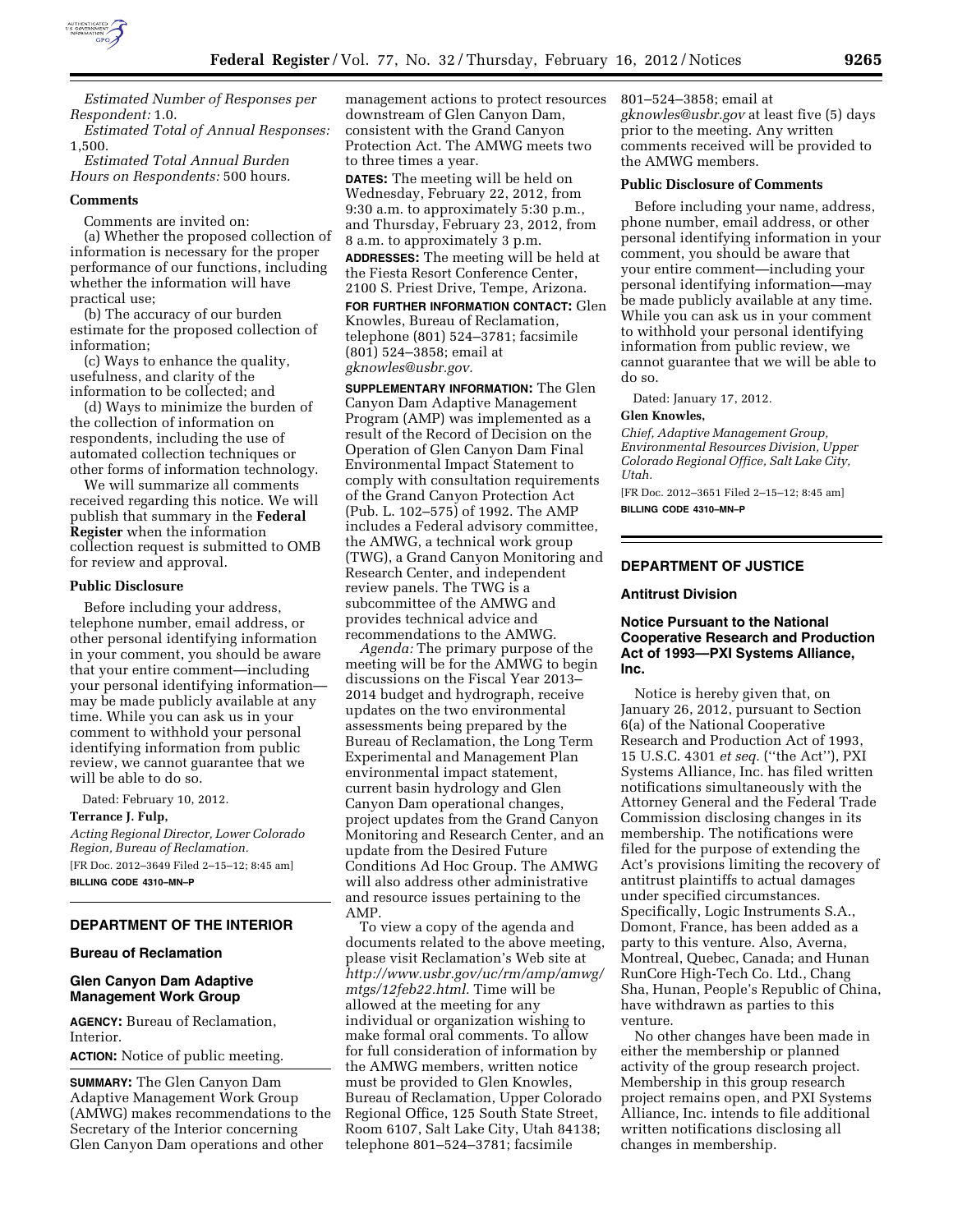*Estimated Number of Responses per Respondent:* 1.0.

*Estimated Total of Annual Responses:* 1,500.

*Estimated Total Annual Burden Hours on Respondents:* 500 hours.

**Comments**

Comments are invited on:

(a) Whether the proposed collection of information is necessary for the proper performance of our functions, including whether the information will have practical use;

(b) The accuracy of our burden estimate for the proposed collection of information;

(c) Ways to enhance the quality, usefulness, and clarity of the information to be collected; and

(d) Ways to minimize the burden of the collection of information on respondents, including the use of automated collection techniques or other forms of information technology.

We will summarize all comments received regarding this notice. We will publish that summary in the **Federal Register** when the information collection request is submitted to OMB for review and approval.

**Public Disclosure**

Before including your address, telephone number, email address, or other personal identifying information in your comment, you should be aware that your entire comment—including your personal identifying information—may be made publicly available at any time. While you can ask us in your comment to withhold your personal identifying information from public review, we cannot guarantee that we will be able to do so.

Dated: February 10, 2012.

**Terrance J. Fulp,**

*Acting Regional Director, Lower Colorado Region, Bureau of Reclamation.*

[FR Doc. 2012–3649 Filed 2–15–12; 8:45 am]

**BILLING CODE 4310–MN–P**

## DEPARTMENT OF THE INTERIOR

### Bureau of Reclamation

### Glen Canyon Dam Adaptive Management Work Group

**AGENCY:** Bureau of Reclamation, Interior.

**ACTION:** Notice of public meeting.

**SUMMARY:** The Glen Canyon Dam Adaptive Management Work Group (AMWG) makes recommendations to the Secretary of the Interior concerning Glen Canyon Dam operations and other management actions to protect resources downstream of Glen Canyon Dam, consistent with the Grand Canyon Protection Act. The AMWG meets two to three times a year.

**DATES:** The meeting will be held on Wednesday, February 22, 2012, from 9:30 a.m. to approximately 5:30 p.m., and Thursday, February 23, 2012, from 8 a.m. to approximately 3 p.m.

**ADDRESSES:** The meeting will be held at the Fiesta Resort Conference Center, 2100 S. Priest Drive, Tempe, Arizona.

**FOR FURTHER INFORMATION CONTACT:** Glen Knowles, Bureau of Reclamation, telephone (801) 524–3781; facsimile (801) 524–3858; email at *gknowles@usbr.gov.*

**SUPPLEMENTARY INFORMATION:** The Glen Canyon Dam Adaptive Management Program (AMP) was implemented as a result of the Record of Decision on the Operation of Glen Canyon Dam Final Environmental Impact Statement to comply with consultation requirements of the Grand Canyon Protection Act (Pub. L. 102–575) of 1992. The AMP includes a Federal advisory committee, the AMWG, a technical work group (TWG), a Grand Canyon Monitoring and Research Center, and independent review panels. The TWG is a subcommittee of the AMWG and provides technical advice and recommendations to the AMWG.

*Agenda:* The primary purpose of the meeting will be for the AMWG to begin discussions on the Fiscal Year 2013–2014 budget and hydrograph, receive updates on the two environmental assessments being prepared by the Bureau of Reclamation, the Long Term Experimental and Management Plan environmental impact statement, current basin hydrology and Glen Canyon Dam operational changes, project updates from the Grand Canyon Monitoring and Research Center, and an update from the Desired Future Conditions Ad Hoc Group. The AMWG will also address other administrative and resource issues pertaining to the AMP.

To view a copy of the agenda and documents related to the above meeting, please visit Reclamation's Web site at *http://www.usbr.gov/uc/rm/amp/amwg/mtgs/12feb22.html.* Time will be allowed at the meeting for any individual or organization wishing to make formal oral comments. To allow for full consideration of information by the AMWG members, written notice must be provided to Glen Knowles, Bureau of Reclamation, Upper Colorado Regional Office, 125 South State Street, Room 6107, Salt Lake City, Utah 84138; telephone 801–524–3781; facsimile 801–524–3858; email at *gknowles@usbr.gov* at least five (5) days prior to the meeting. Any written comments received will be provided to the AMWG members.

**Public Disclosure of Comments**

Before including your name, address, phone number, email address, or other personal identifying information in your comment, you should be aware that your entire comment—including your personal identifying information—may be made publicly available at any time. While you can ask us in your comment to withhold your personal identifying information from public review, we cannot guarantee that we will be able to do so.

Dated: January 17, 2012.

**Glen Knowles,**

*Chief, Adaptive Management Group, Environmental Resources Division, Upper Colorado Regional Office, Salt Lake City, Utah.*

[FR Doc. 2012–3651 Filed 2–15–12; 8:45 am]

**BILLING CODE 4310–MN–P**

## DEPARTMENT OF JUSTICE

### Antitrust Division

### Notice Pursuant to the National Cooperative Research and Production Act of 1993—PXI Systems Alliance, Inc.

Notice is hereby given that, on January 26, 2012, pursuant to Section 6(a) of the National Cooperative Research and Production Act of 1993, 15 U.S.C. 4301 *et seq.* (''the Act''), PXI Systems Alliance, Inc. has filed written notifications simultaneously with the Attorney General and the Federal Trade Commission disclosing changes in its membership. The notifications were filed for the purpose of extending the Act's provisions limiting the recovery of antitrust plaintiffs to actual damages under specified circumstances. Specifically, Logic Instruments S.A., Domont, France, has been added as a party to this venture. Also, Averna, Montreal, Quebec, Canada; and Hunan RunCore High-Tech Co. Ltd., Chang Sha, Hunan, People's Republic of China, have withdrawn as parties to this venture.

No other changes have been made in either the membership or planned activity of the group research project. Membership in this group research project remains open, and PXI Systems Alliance, Inc. intends to file additional written notifications disclosing all changes in membership.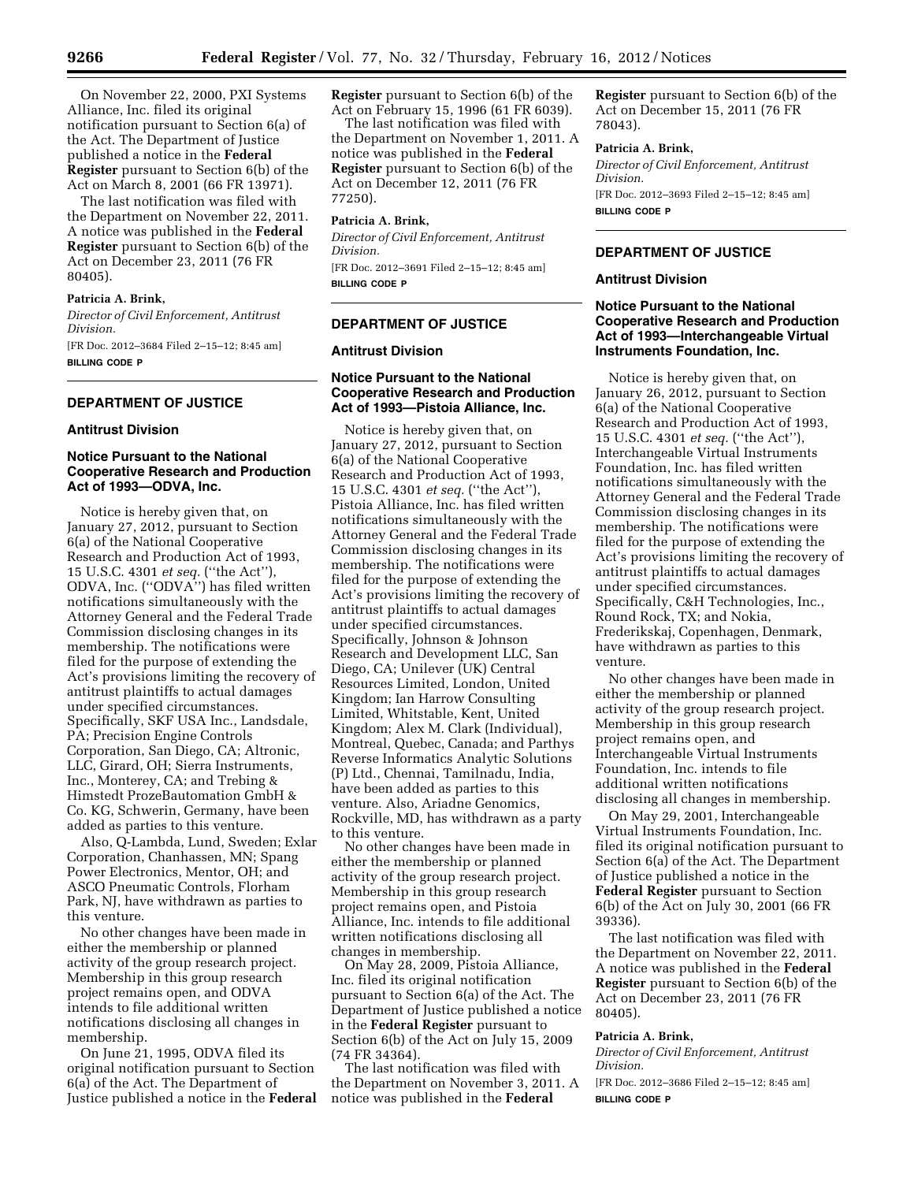On November 22, 2000, PXI Systems Alliance, Inc. filed its original notification pursuant to Section 6(a) of the Act. The Department of Justice published a notice in the **Federal Register** pursuant to Section 6(b) of the Act on March 8, 2001 (66 FR 13971).

The last notification was filed with the Department on November 22, 2011. A notice was published in the **Federal Register** pursuant to Section 6(b) of the Act on December 23, 2011 (76 FR 80405).

**Patricia A. Brink,**

*Director of Civil Enforcement, Antitrust Division.*

[FR Doc. 2012–3684 Filed 2–15–12; 8:45 am]

**BILLING CODE P**

## DEPARTMENT OF JUSTICE

### Antitrust Division

### Notice Pursuant to the National Cooperative Research and Production Act of 1993—ODVA, Inc.

Notice is hereby given that, on January 27, 2012, pursuant to Section 6(a) of the National Cooperative Research and Production Act of 1993, 15 U.S.C. 4301 *et seq.* (''the Act''), ODVA, Inc. (''ODVA'') has filed written notifications simultaneously with the Attorney General and the Federal Trade Commission disclosing changes in its membership. The notifications were filed for the purpose of extending the Act's provisions limiting the recovery of antitrust plaintiffs to actual damages under specified circumstances. Specifically, SKF USA Inc., Landsdale, PA; Precision Engine Controls Corporation, San Diego, CA; Altronic, LLC, Girard, OH; Sierra Instruments, Inc., Monterey, CA; and Trebing & Himstedt ProzeBautomation GmbH & Co. KG, Schwerin, Germany, have been added as parties to this venture.

Also, Q-Lambda, Lund, Sweden; Exlar Corporation, Chanhassen, MN; Spang Power Electronics, Mentor, OH; and ASCO Pneumatic Controls, Florham Park, NJ, have withdrawn as parties to this venture.

No other changes have been made in either the membership or planned activity of the group research project. Membership in this group research project remains open, and ODVA intends to file additional written notifications disclosing all changes in membership.

On June 21, 1995, ODVA filed its original notification pursuant to Section 6(a) of the Act. The Department of Justice published a notice in the **Federal Register** pursuant to Section 6(b) of the Act on February 15, 1996 (61 FR 6039).

The last notification was filed with the Department on November 1, 2011. A notice was published in the **Federal Register** pursuant to Section 6(b) of the Act on December 12, 2011 (76 FR 77250).

**Patricia A. Brink,**

*Director of Civil Enforcement, Antitrust Division.*

[FR Doc. 2012–3691 Filed 2–15–12; 8:45 am]

**BILLING CODE P**

## DEPARTMENT OF JUSTICE

### Antitrust Division

### Notice Pursuant to the National Cooperative Research and Production Act of 1993—Pistoia Alliance, Inc.

Notice is hereby given that, on January 27, 2012, pursuant to Section 6(a) of the National Cooperative Research and Production Act of 1993, 15 U.S.C. 4301 *et seq.* (''the Act''), Pistoia Alliance, Inc. has filed written notifications simultaneously with the Attorney General and the Federal Trade Commission disclosing changes in its membership. The notifications were filed for the purpose of extending the Act's provisions limiting the recovery of antitrust plaintiffs to actual damages under specified circumstances. Specifically, Johnson & Johnson Research and Development LLC, San Diego, CA; Unilever (UK) Central Resources Limited, London, United Kingdom; Ian Harrow Consulting Limited, Whitstable, Kent, United Kingdom; Alex M. Clark (Individual), Montreal, Quebec, Canada; and Parthys Reverse Informatics Analytic Solutions (P) Ltd., Chennai, Tamilnadu, India, have been added as parties to this venture. Also, Ariadne Genomics, Rockville, MD, has withdrawn as a party to this venture.

No other changes have been made in either the membership or planned activity of the group research project. Membership in this group research project remains open, and Pistoia Alliance, Inc. intends to file additional written notifications disclosing all changes in membership.

On May 28, 2009, Pistoia Alliance, Inc. filed its original notification pursuant to Section 6(a) of the Act. The Department of Justice published a notice in the **Federal Register** pursuant to Section 6(b) of the Act on July 15, 2009 (74 FR 34364).

The last notification was filed with the Department on November 3, 2011. A notice was published in the **Federal Register** pursuant to Section 6(b) of the Act on December 15, 2011 (76 FR 78043).

**Patricia A. Brink,**

*Director of Civil Enforcement, Antitrust Division.*

[FR Doc. 2012–3693 Filed 2–15–12; 8:45 am]

**BILLING CODE P**

## DEPARTMENT OF JUSTICE

### Antitrust Division

### Notice Pursuant to the National Cooperative Research and Production Act of 1993—Interchangeable Virtual Instruments Foundation, Inc.

Notice is hereby given that, on January 26, 2012, pursuant to Section 6(a) of the National Cooperative Research and Production Act of 1993, 15 U.S.C. 4301 *et seq.* (''the Act''), Interchangeable Virtual Instruments Foundation, Inc. has filed written notifications simultaneously with the Attorney General and the Federal Trade Commission disclosing changes in its membership. The notifications were filed for the purpose of extending the Act's provisions limiting the recovery of antitrust plaintiffs to actual damages under specified circumstances. Specifically, C&H Technologies, Inc., Round Rock, TX; and Nokia, Frederikskaj, Copenhagen, Denmark, have withdrawn as parties to this venture.

No other changes have been made in either the membership or planned activity of the group research project. Membership in this group research project remains open, and Interchangeable Virtual Instruments Foundation, Inc. intends to file additional written notifications disclosing all changes in membership.

On May 29, 2001, Interchangeable Virtual Instruments Foundation, Inc. filed its original notification pursuant to Section 6(a) of the Act. The Department of Justice published a notice in the **Federal Register** pursuant to Section 6(b) of the Act on July 30, 2001 (66 FR 39336).

The last notification was filed with the Department on November 22, 2011. A notice was published in the **Federal Register** pursuant to Section 6(b) of the Act on December 23, 2011 (76 FR 80405).

**Patricia A. Brink,**

*Director of Civil Enforcement, Antitrust Division.*

[FR Doc. 2012–3686 Filed 2–15–12; 8:45 am]

**BILLING CODE P**